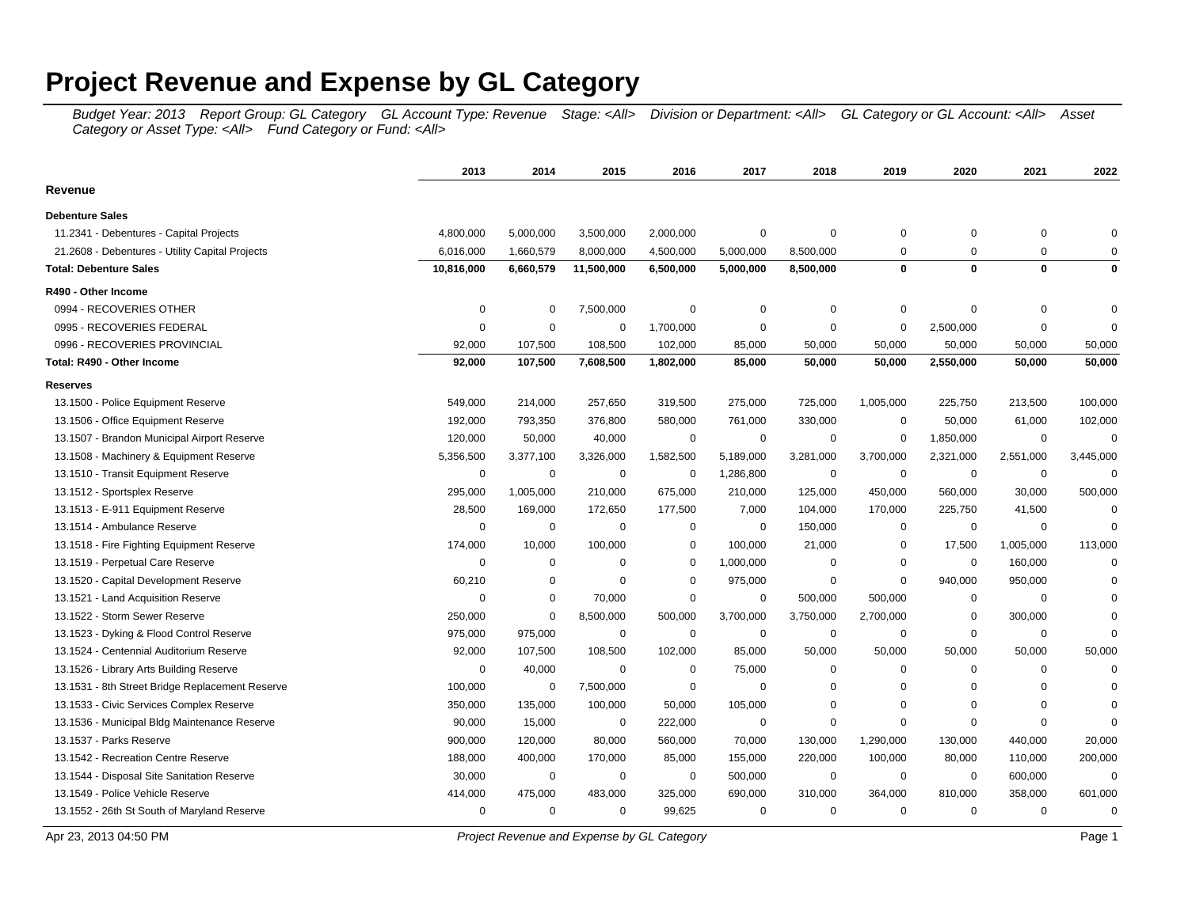# Project Revenue and Expense by GL Category

*Budget Year: 2013 Report Group: GL Category GL Account Type: Revenue Stage: <All> Division or Department: <All> GL Category or GL Account: <All> Asset Category or Asset Type: <All> Fund Category or Fund: <All>*

| | 2013 | 2014 | 2015 | 2016 | 2017 | 2018 | 2019 | 2020 | 2021 | 2022 |
|---|---|---|---|---|---|---|---|---|---|---|
| **Revenue** | | | | | | | | | | |
| **Debenture Sales** | | | | | | | | | | |
| 11.2341 - Debentures - Capital Projects | 4,800,000 | 5,000,000 | 3,500,000 | 2,000,000 | 0 | 0 | 0 | 0 | 0 | 0 |
| 21.2608 - Debentures - Utility Capital Projects | 6,016,000 | 1,660,579 | 8,000,000 | 4,500,000 | 5,000,000 | 8,500,000 | 0 | 0 | 0 | 0 |
| **Total: Debenture Sales** | **10,816,000** | **6,660,579** | **11,500,000** | **6,500,000** | **5,000,000** | **8,500,000** | **0** | **0** | **0** | **0** |
| **R490 - Other Income** | | | | | | | | | | |
| 0994 - RECOVERIES OTHER | 0 | 0 | 7,500,000 | 0 | 0 | 0 | 0 | 0 | 0 | 0 |
| 0995 - RECOVERIES FEDERAL | 0 | 0 | 0 | 1,700,000 | 0 | 0 | 0 | 2,500,000 | 0 | 0 |
| 0996 - RECOVERIES PROVINCIAL | 92,000 | 107,500 | 108,500 | 102,000 | 85,000 | 50,000 | 50,000 | 50,000 | 50,000 | 50,000 |
| **Total: R490 - Other Income** | **92,000** | **107,500** | **7,608,500** | **1,802,000** | **85,000** | **50,000** | **50,000** | **2,550,000** | **50,000** | **50,000** |
| **Reserves** | | | | | | | | | | |
| 13.1500 - Police Equipment Reserve | 549,000 | 214,000 | 257,650 | 319,500 | 275,000 | 725,000 | 1,005,000 | 225,750 | 213,500 | 100,000 |
| 13.1506 - Office Equipment Reserve | 192,000 | 793,350 | 376,800 | 580,000 | 761,000 | 330,000 | 0 | 50,000 | 61,000 | 102,000 |
| 13.1507 - Brandon Municipal Airport Reserve | 120,000 | 50,000 | 40,000 | 0 | 0 | 0 | 0 | 1,850,000 | 0 | 0 |
| 13.1508 - Machinery & Equipment Reserve | 5,356,500 | 3,377,100 | 3,326,000 | 1,582,500 | 5,189,000 | 3,281,000 | 3,700,000 | 2,321,000 | 2,551,000 | 3,445,000 |
| 13.1510 - Transit Equipment Reserve | 0 | 0 | 0 | 0 | 1,286,800 | 0 | 0 | 0 | 0 | 0 |
| 13.1512 - Sportsplex Reserve | 295,000 | 1,005,000 | 210,000 | 675,000 | 210,000 | 125,000 | 450,000 | 560,000 | 30,000 | 500,000 |
| 13.1513 - E-911 Equipment Reserve | 28,500 | 169,000 | 172,650 | 177,500 | 7,000 | 104,000 | 170,000 | 225,750 | 41,500 | 0 |
| 13.1514 - Ambulance Reserve | 0 | 0 | 0 | 0 | 0 | 150,000 | 0 | 0 | 0 | 0 |
| 13.1518 - Fire Fighting Equipment Reserve | 174,000 | 10,000 | 100,000 | 0 | 100,000 | 21,000 | 0 | 17,500 | 1,005,000 | 113,000 |
| 13.1519 - Perpetual Care Reserve | 0 | 0 | 0 | 0 | 1,000,000 | 0 | 0 | 0 | 160,000 | 0 |
| 13.1520 - Capital Development Reserve | 60,210 | 0 | 0 | 0 | 975,000 | 0 | 0 | 940,000 | 950,000 | 0 |
| 13.1521 - Land Acquisition Reserve | 0 | 0 | 70,000 | 0 | 0 | 500,000 | 500,000 | 0 | 0 | 0 |
| 13.1522 - Storm Sewer Reserve | 250,000 | 0 | 8,500,000 | 500,000 | 3,700,000 | 3,750,000 | 2,700,000 | 0 | 300,000 | 0 |
| 13.1523 - Dyking & Flood Control Reserve | 975,000 | 975,000 | 0 | 0 | 0 | 0 | 0 | 0 | 0 | 0 |
| 13.1524 - Centennial Auditorium Reserve | 92,000 | 107,500 | 108,500 | 102,000 | 85,000 | 50,000 | 50,000 | 50,000 | 50,000 | 50,000 |
| 13.1526 - Library Arts Building Reserve | 0 | 40,000 | 0 | 0 | 75,000 | 0 | 0 | 0 | 0 | 0 |
| 13.1531 - 8th Street Bridge Replacement Reserve | 100,000 | 0 | 7,500,000 | 0 | 0 | 0 | 0 | 0 | 0 | 0 |
| 13.1533 - Civic Services Complex Reserve | 350,000 | 135,000 | 100,000 | 50,000 | 105,000 | 0 | 0 | 0 | 0 | 0 |
| 13.1536 - Municipal Bldg Maintenance Reserve | 90,000 | 15,000 | 0 | 222,000 | 0 | 0 | 0 | 0 | 0 | 0 |
| 13.1537 - Parks Reserve | 900,000 | 120,000 | 80,000 | 560,000 | 70,000 | 130,000 | 1,290,000 | 130,000 | 440,000 | 20,000 |
| 13.1542 - Recreation Centre Reserve | 188,000 | 400,000 | 170,000 | 85,000 | 155,000 | 220,000 | 100,000 | 80,000 | 110,000 | 200,000 |
| 13.1544 - Disposal Site Sanitation Reserve | 30,000 | 0 | 0 | 0 | 500,000 | 0 | 0 | 0 | 600,000 | 0 |
| 13.1549 - Police Vehicle Reserve | 414,000 | 475,000 | 483,000 | 325,000 | 690,000 | 310,000 | 364,000 | 810,000 | 358,000 | 601,000 |
| 13.1552 - 26th St South of Maryland Reserve | 0 | 0 | 0 | 99,625 | 0 | 0 | 0 | 0 | 0 | 0 |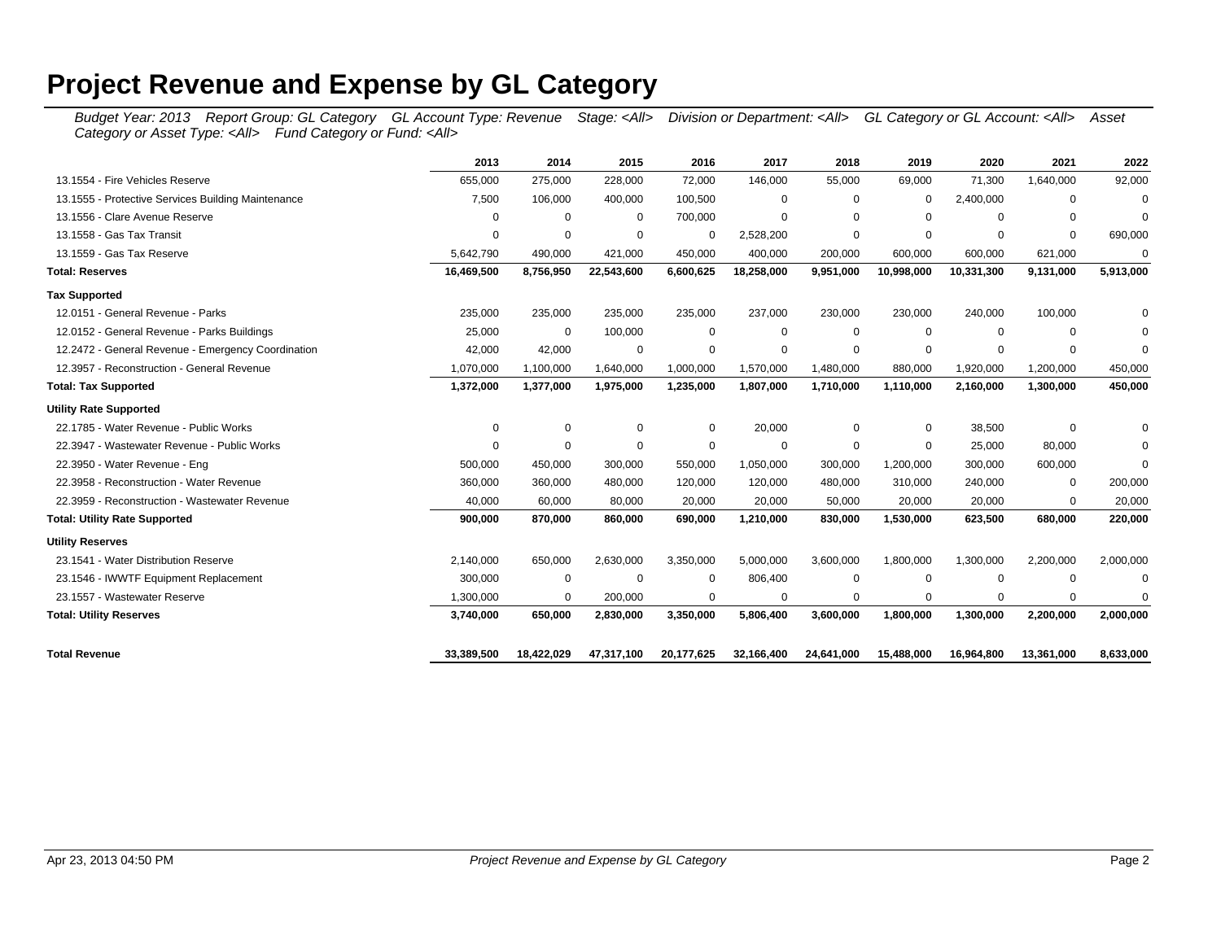# Project Revenue and Expense by GL Category

*Budget Year: 2013 Report Group: GL Category GL Account Type: Revenue Stage: <All> Division or Department: <All> GL Category or GL Account: <All> Asset Category or Asset Type: <All> Fund Category or Fund: <All>*

| | 2013 | 2014 | 2015 | 2016 | 2017 | 2018 | 2019 | 2020 | 2021 | 2022 |
|---|---|---|---|---|---|---|---|---|---|---|
| 13.1554 - Fire Vehicles Reserve | 655,000 | 275,000 | 228,000 | 72,000 | 146,000 | 55,000 | 69,000 | 71,300 | 1,640,000 | 92,000 |
| 13.1555 - Protective Services Building Maintenance | 7,500 | 106,000 | 400,000 | 100,500 | 0 | 0 | 0 | 2,400,000 | 0 | 0 |
| 13.1556 - Clare Avenue Reserve | 0 | 0 | 0 | 700,000 | 0 | 0 | 0 | 0 | 0 | 0 |
| 13.1558 - Gas Tax Transit | 0 | 0 | 0 | 0 | 2,528,200 | 0 | 0 | 0 | 0 | 690,000 |
| 13.1559 - Gas Tax Reserve | 5,642,790 | 490,000 | 421,000 | 450,000 | 400,000 | 200,000 | 600,000 | 600,000 | 621,000 | 0 |
| **Total: Reserves** | **16,469,500** | **8,756,950** | **22,543,600** | **6,600,625** | **18,258,000** | **9,951,000** | **10,998,000** | **10,331,300** | **9,131,000** | **5,913,000** |
| **Tax Supported** | | | | | | | | | | |
| 12.0151 - General Revenue - Parks | 235,000 | 235,000 | 235,000 | 235,000 | 237,000 | 230,000 | 230,000 | 240,000 | 100,000 | 0 |
| 12.0152 - General Revenue - Parks Buildings | 25,000 | 0 | 100,000 | 0 | 0 | 0 | 0 | 0 | 0 | 0 |
| 12.2472 - General Revenue - Emergency Coordination | 42,000 | 42,000 | 0 | 0 | 0 | 0 | 0 | 0 | 0 | 0 |
| 12.3957 - Reconstruction - General Revenue | 1,070,000 | 1,100,000 | 1,640,000 | 1,000,000 | 1,570,000 | 1,480,000 | 880,000 | 1,920,000 | 1,200,000 | 450,000 |
| **Total: Tax Supported** | **1,372,000** | **1,377,000** | **1,975,000** | **1,235,000** | **1,807,000** | **1,710,000** | **1,110,000** | **2,160,000** | **1,300,000** | **450,000** |
| **Utility Rate Supported** | | | | | | | | | | |
| 22.1785 - Water Revenue - Public Works | 0 | 0 | 0 | 0 | 20,000 | 0 | 0 | 38,500 | 0 | 0 |
| 22.3947 - Wastewater Revenue - Public Works | 0 | 0 | 0 | 0 | 0 | 0 | 0 | 25,000 | 80,000 | 0 |
| 22.3950 - Water Revenue - Eng | 500,000 | 450,000 | 300,000 | 550,000 | 1,050,000 | 300,000 | 1,200,000 | 300,000 | 600,000 | 0 |
| 22.3958 - Reconstruction - Water Revenue | 360,000 | 360,000 | 480,000 | 120,000 | 120,000 | 480,000 | 310,000 | 240,000 | 0 | 200,000 |
| 22.3959 - Reconstruction - Wastewater Revenue | 40,000 | 60,000 | 80,000 | 20,000 | 20,000 | 50,000 | 20,000 | 20,000 | 0 | 20,000 |
| **Total: Utility Rate Supported** | **900,000** | **870,000** | **860,000** | **690,000** | **1,210,000** | **830,000** | **1,530,000** | **623,500** | **680,000** | **220,000** |
| **Utility Reserves** | | | | | | | | | | |
| 23.1541 - Water Distribution Reserve | 2,140,000 | 650,000 | 2,630,000 | 3,350,000 | 5,000,000 | 3,600,000 | 1,800,000 | 1,300,000 | 2,200,000 | 2,000,000 |
| 23.1546 - IWWTF Equipment Replacement | 300,000 | 0 | 0 | 0 | 806,400 | 0 | 0 | 0 | 0 | 0 |
| 23.1557 - Wastewater Reserve | 1,300,000 | 0 | 200,000 | 0 | 0 | 0 | 0 | 0 | 0 | 0 |
| **Total: Utility Reserves** | **3,740,000** | **650,000** | **2,830,000** | **3,350,000** | **5,806,400** | **3,600,000** | **1,800,000** | **1,300,000** | **2,200,000** | **2,000,000** |
| **Total Revenue** | **33,389,500** | **18,422,029** | **47,317,100** | **20,177,625** | **32,166,400** | **24,641,000** | **15,488,000** | **16,964,800** | **13,361,000** | **8,633,000** |

Apr 23, 2013 04:50 PM